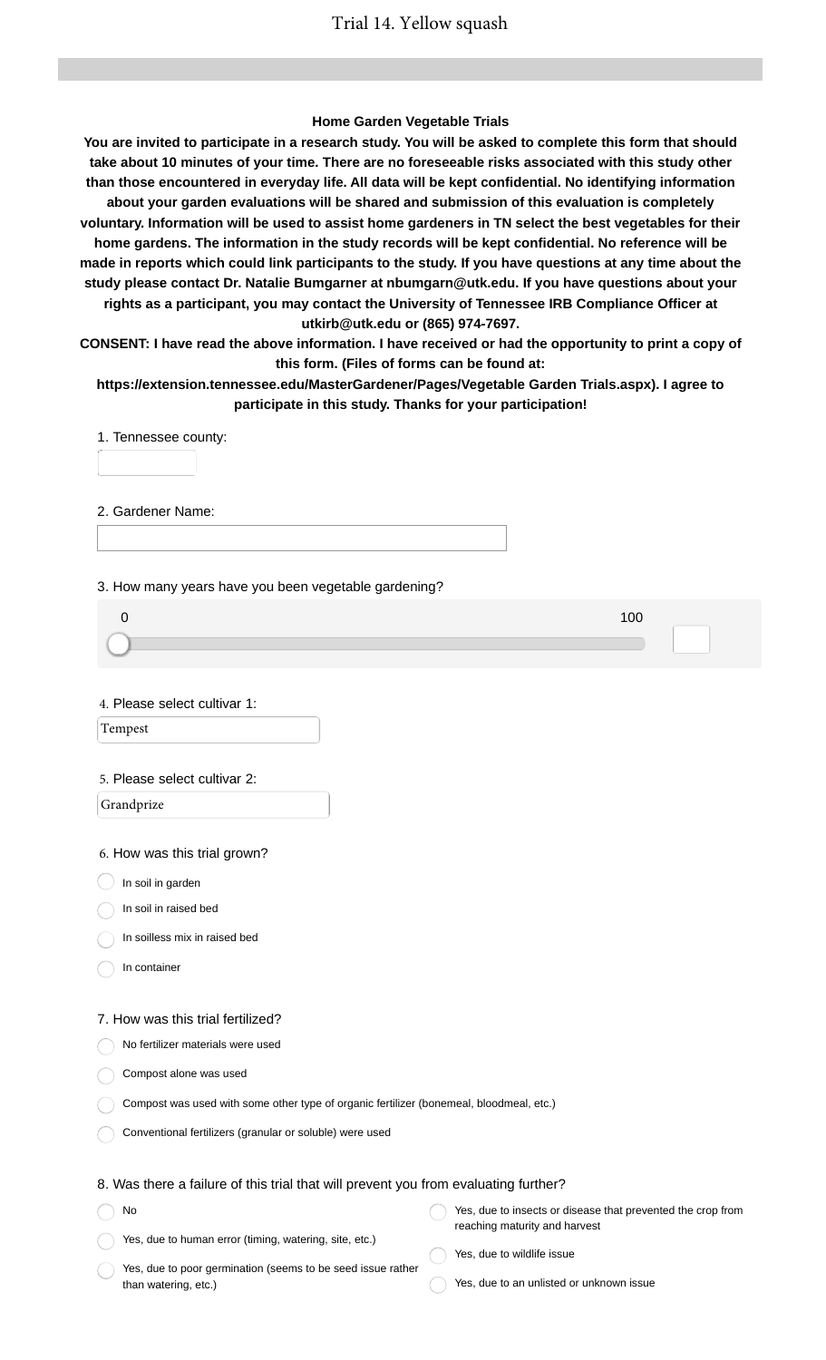# Trial 14. Yellow squash

**Home Garden Vegetable Trials**

**You are invited to participate in a research study. You will be asked to complete this form that should take about 10 minutes of your time. There are no foreseeable risks associated with this study other than those encountered in everyday life. All data will be kept confidential. No identifying information about your garden evaluations will be shared and submission of this evaluation is completely voluntary. Information will be used to assist home gardeners in TN select the best vegetables for their home gardens. The information in the study records will be kept confidential. No reference will be made in reports which could link participants to the study. If you have questions at any time about the study please contact Dr. Natalie Bumgarner at nbumgarn@utk.edu. If you have questions about your rights as a participant, you may contact the University of Tennessee IRB Compliance Officer at utkirb@utk.edu or (865) 974-7697.**

**CONSENT: I have read the above information. I have received or had the opportunity to print a copy of this form. (Files of forms can be found at: https://extension.tennessee.edu/MasterGardener/Pages/Vegetable Garden Trials.aspx). I agree to participate in this study. Thanks for your participation!**

1. Tennessee county:

2. Gardener Name:

3. How many years have you been vegetable gardening?

0 — 100

4. Please select cultivar 1:

Tempest

5. Please select cultivar 2:

Grandprize

6. How was this trial grown?

- In soil in garden
- In soil in raised bed
- In soilless mix in raised bed
- In container

7. How was this trial fertilized?

- No fertilizer materials were used
- Compost alone was used
- Compost was used with some other type of organic fertilizer (bonemeal, bloodmeal, etc.)
- Conventional fertilizers (granular or soluble) were used

8. Was there a failure of this trial that will prevent you from evaluating further?

- No
- Yes, due to human error (timing, watering, site, etc.)
- Yes, due to poor germination (seems to be seed issue rather than watering, etc.)
- Yes, due to insects or disease that prevented the crop from reaching maturity and harvest
- Yes, due to wildlife issue
- Yes, due to an unlisted or unknown issue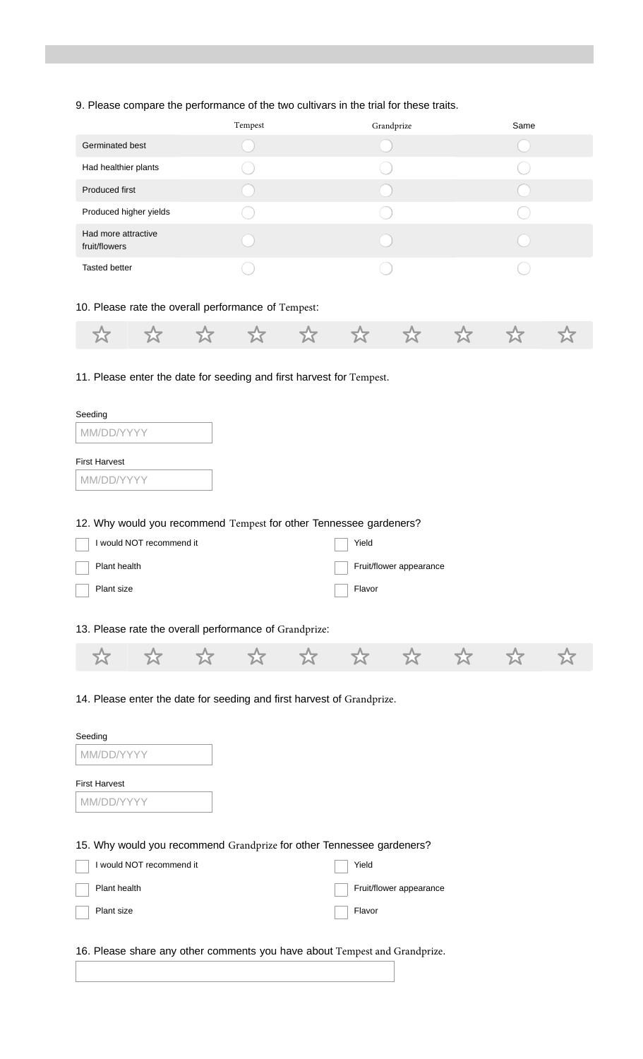9. Please compare the performance of the two cultivars in the trial for these traits.

| | Tempest | Grandprize | Same |
|---|---|---|---|
| Germinated best | | | |
| Had healthier plants | | | |
| Produced first | | | |
| Produced higher yields | | | |
| Had more attractive fruit/flowers | | | |
| Tasted better | | | |

10. Please rate the overall performance of Tempest:

11. Please enter the date for seeding and first harvest for Tempest.

Seeding

MM/DD/YYYY

First Harvest

MM/DD/YYYY

12. Why would you recommend Tempest for other Tennessee gardeners?

- I would NOT recommend it
- Plant health
- Plant size
- Yield
- Fruit/flower appearance
- Flavor

13. Please rate the overall performance of Grandprize:

14. Please enter the date for seeding and first harvest of Grandprize.

Seeding

MM/DD/YYYY

First Harvest

MM/DD/YYYY

15. Why would you recommend Grandprize for other Tennessee gardeners?

- I would NOT recommend it
- Plant health
- Plant size
- Yield
- Fruit/flower appearance
- Flavor

16. Please share any other comments you have about Tempest and Grandprize.